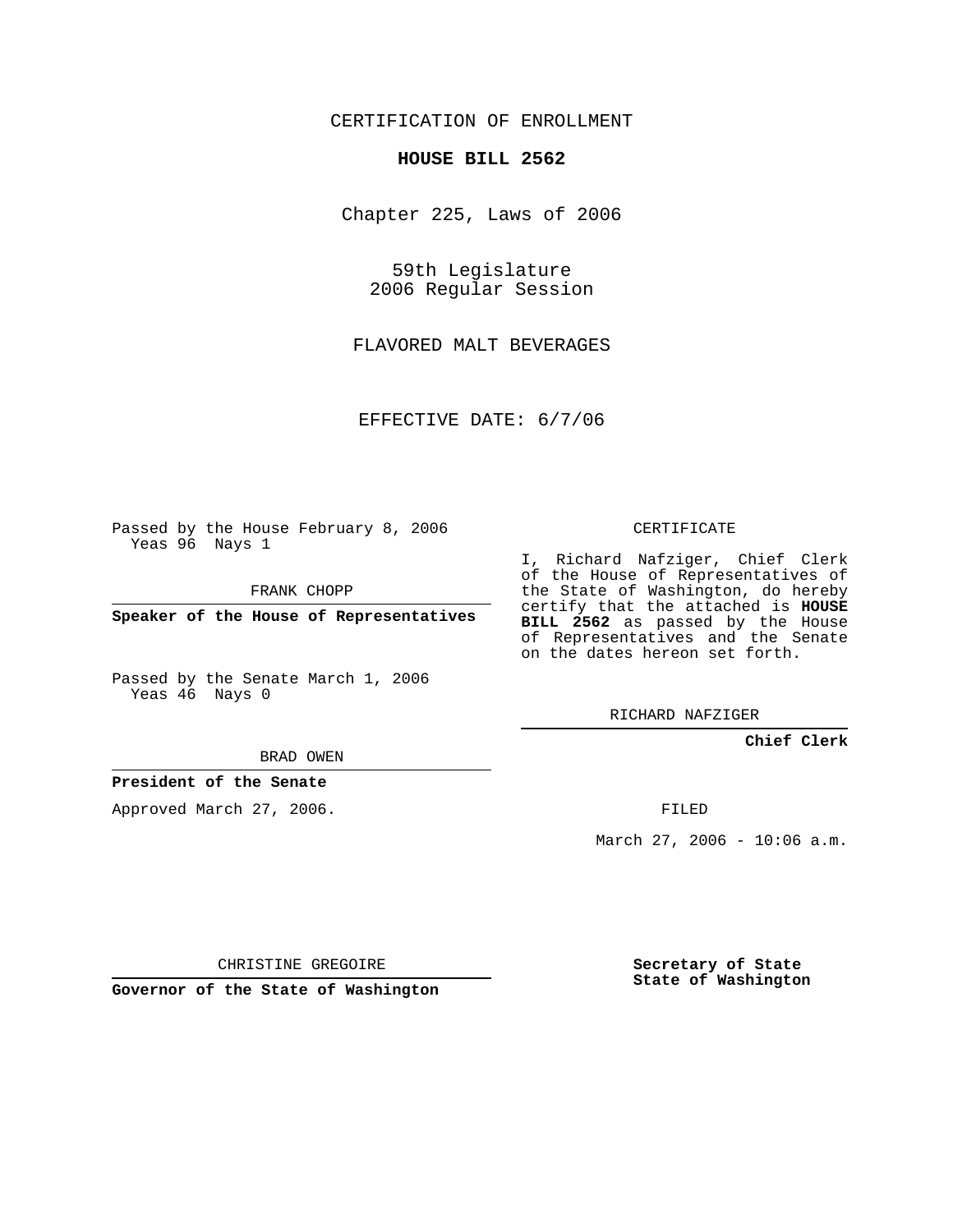CERTIFICATION OF ENROLLMENT

**HOUSE BILL 2562**

Chapter 225, Laws of 2006

59th Legislature
2006 Regular Session

FLAVORED MALT BEVERAGES

EFFECTIVE DATE: 6/7/06

Passed by the House February 8, 2006
Yeas 96 Nays 1

FRANK CHOPP

**Speaker of the House of Representatives**

Passed by the Senate March 1, 2006
Yeas 46 Nays 0

BRAD OWEN

**President of the Senate**

Approved March 27, 2006.

CHRISTINE GREGOIRE

**Governor of the State of Washington**

CERTIFICATE

I, Richard Nafziger, Chief Clerk of the House of Representatives of the State of Washington, do hereby certify that the attached is **HOUSE BILL 2562** as passed by the House of Representatives and the Senate on the dates hereon set forth.

RICHARD NAFZIGER

**Chief Clerk**

FILED

March 27, 2006 - 10:06 a.m.

**Secretary of State**
**State of Washington**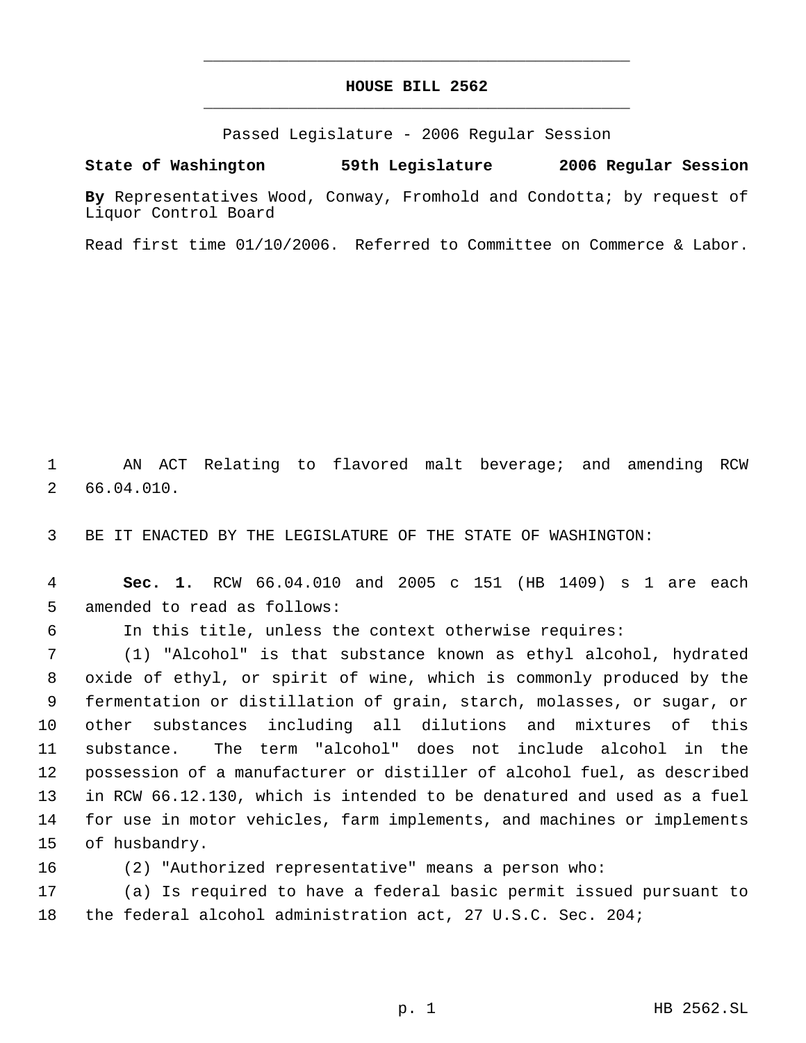# HOUSE BILL 2562

Passed Legislature - 2006 Regular Session

**State of Washington 59th Legislature 2006 Regular Session**

**By** Representatives Wood, Conway, Fromhold and Condotta; by request of Liquor Control Board

Read first time 01/10/2006. Referred to Committee on Commerce & Labor.

AN ACT Relating to flavored malt beverage; and amending RCW 66.04.010.

BE IT ENACTED BY THE LEGISLATURE OF THE STATE OF WASHINGTON:

**Sec. 1.** RCW 66.04.010 and 2005 c 151 (HB 1409) s 1 are each amended to read as follows:

In this title, unless the context otherwise requires:

(1) "Alcohol" is that substance known as ethyl alcohol, hydrated oxide of ethyl, or spirit of wine, which is commonly produced by the fermentation or distillation of grain, starch, molasses, or sugar, or other substances including all dilutions and mixtures of this substance. The term "alcohol" does not include alcohol in the possession of a manufacturer or distiller of alcohol fuel, as described in RCW 66.12.130, which is intended to be denatured and used as a fuel for use in motor vehicles, farm implements, and machines or implements of husbandry.

(2) "Authorized representative" means a person who:

(a) Is required to have a federal basic permit issued pursuant to the federal alcohol administration act, 27 U.S.C. Sec. 204;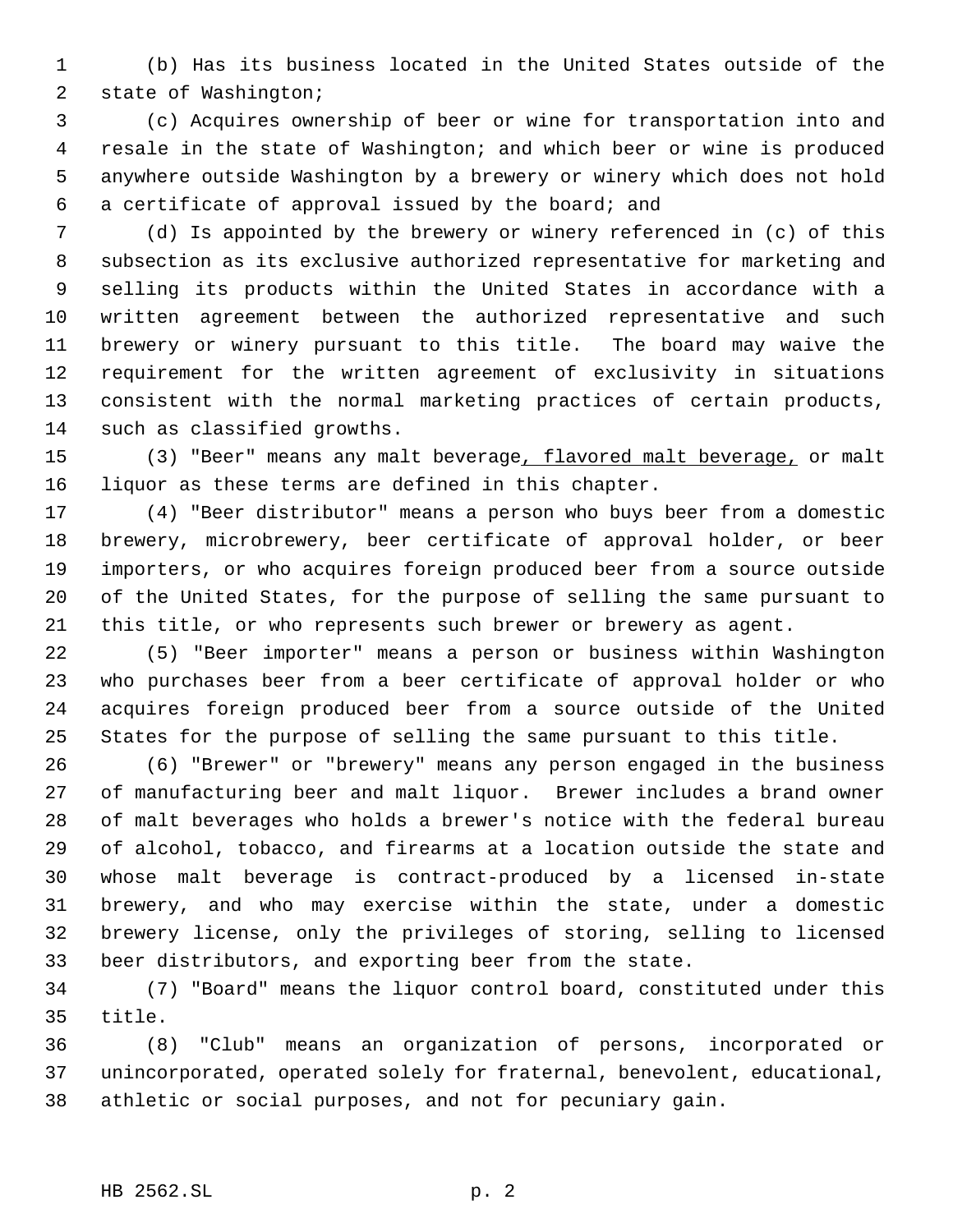(b) Has its business located in the United States outside of the state of Washington;

(c) Acquires ownership of beer or wine for transportation into and resale in the state of Washington; and which beer or wine is produced anywhere outside Washington by a brewery or winery which does not hold a certificate of approval issued by the board; and

(d) Is appointed by the brewery or winery referenced in (c) of this subsection as its exclusive authorized representative for marketing and selling its products within the United States in accordance with a written agreement between the authorized representative and such brewery or winery pursuant to this title. The board may waive the requirement for the written agreement of exclusivity in situations consistent with the normal marketing practices of certain products, such as classified growths.

(3) "Beer" means any malt beverage<u>, flavored malt beverage,</u> or malt liquor as these terms are defined in this chapter.

(4) "Beer distributor" means a person who buys beer from a domestic brewery, microbrewery, beer certificate of approval holder, or beer importers, or who acquires foreign produced beer from a source outside of the United States, for the purpose of selling the same pursuant to this title, or who represents such brewer or brewery as agent.

(5) "Beer importer" means a person or business within Washington who purchases beer from a beer certificate of approval holder or who acquires foreign produced beer from a source outside of the United States for the purpose of selling the same pursuant to this title.

(6) "Brewer" or "brewery" means any person engaged in the business of manufacturing beer and malt liquor. Brewer includes a brand owner of malt beverages who holds a brewer's notice with the federal bureau of alcohol, tobacco, and firearms at a location outside the state and whose malt beverage is contract-produced by a licensed in-state brewery, and who may exercise within the state, under a domestic brewery license, only the privileges of storing, selling to licensed beer distributors, and exporting beer from the state.

(7) "Board" means the liquor control board, constituted under this title.

(8) "Club" means an organization of persons, incorporated or unincorporated, operated solely for fraternal, benevolent, educational, athletic or social purposes, and not for pecuniary gain.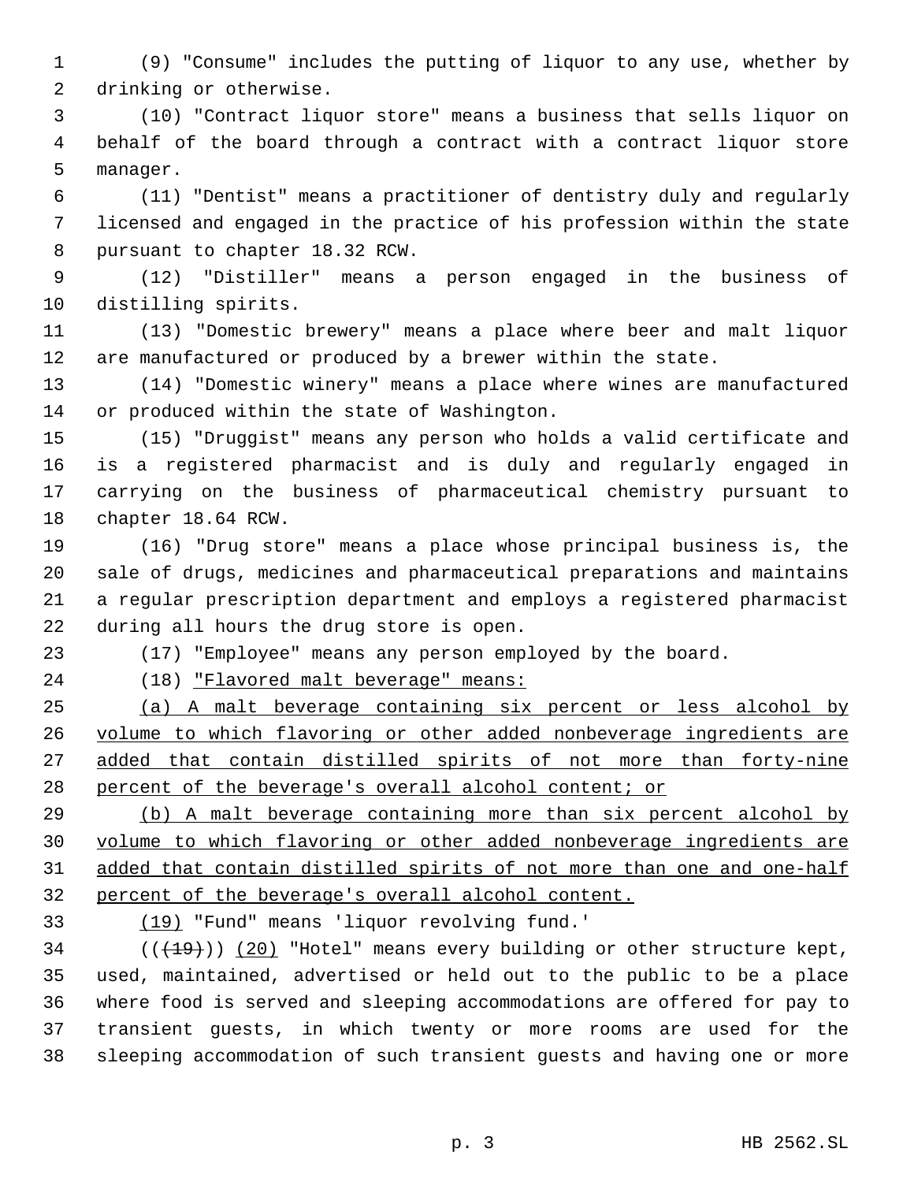(9) "Consume" includes the putting of liquor to any use, whether by drinking or otherwise.

(10) "Contract liquor store" means a business that sells liquor on behalf of the board through a contract with a contract liquor store manager.

(11) "Dentist" means a practitioner of dentistry duly and regularly licensed and engaged in the practice of his profession within the state pursuant to chapter 18.32 RCW.

(12) "Distiller" means a person engaged in the business of distilling spirits.

(13) "Domestic brewery" means a place where beer and malt liquor are manufactured or produced by a brewer within the state.

(14) "Domestic winery" means a place where wines are manufactured or produced within the state of Washington.

(15) "Druggist" means any person who holds a valid certificate and is a registered pharmacist and is duly and regularly engaged in carrying on the business of pharmaceutical chemistry pursuant to chapter 18.64 RCW.

(16) "Drug store" means a place whose principal business is, the sale of drugs, medicines and pharmaceutical preparations and maintains a regular prescription department and employs a registered pharmacist during all hours the drug store is open.

(17) "Employee" means any person employed by the board.

(18) <u>"Flavored malt beverage" means:</u>

<u>(a) A malt beverage containing six percent or less alcohol by volume to which flavoring or other added nonbeverage ingredients are added that contain distilled spirits of not more than forty-nine percent of the beverage's overall alcohol content; or</u>

<u>(b) A malt beverage containing more than six percent alcohol by volume to which flavoring or other added nonbeverage ingredients are added that contain distilled spirits of not more than one and one-half percent of the beverage's overall alcohol content.</u>

<u>(19)</u> "Fund" means 'liquor revolving fund.'

(( ~~(19)~~ )) <u>(20)</u> "Hotel" means every building or other structure kept, used, maintained, advertised or held out to the public to be a place where food is served and sleeping accommodations are offered for pay to transient guests, in which twenty or more rooms are used for the sleeping accommodation of such transient guests and having one or more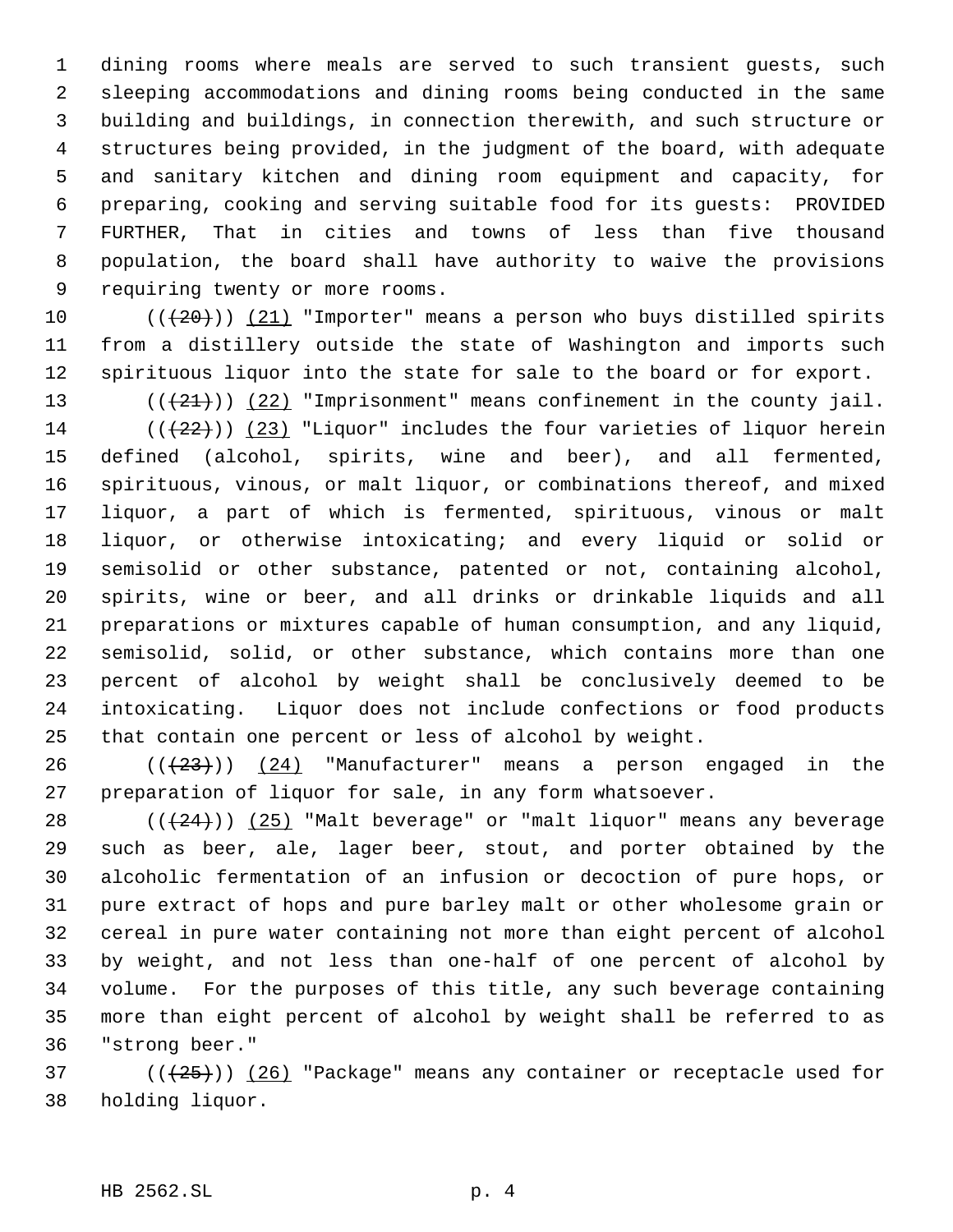dining rooms where meals are served to such transient guests, such sleeping accommodations and dining rooms being conducted in the same building and buildings, in connection therewith, and such structure or structures being provided, in the judgment of the board, with adequate and sanitary kitchen and dining room equipment and capacity, for preparing, cooking and serving suitable food for its guests: PROVIDED FURTHER, That in cities and towns of less than five thousand population, the board shall have authority to waive the provisions requiring twenty or more rooms.

(((20))) (21) "Importer" means a person who buys distilled spirits from a distillery outside the state of Washington and imports such spirituous liquor into the state for sale to the board or for export.

(((21))) (22) "Imprisonment" means confinement in the county jail.

(((22))) (23) "Liquor" includes the four varieties of liquor herein defined (alcohol, spirits, wine and beer), and all fermented, spirituous, vinous, or malt liquor, or combinations thereof, and mixed liquor, a part of which is fermented, spirituous, vinous or malt liquor, or otherwise intoxicating; and every liquid or solid or semisolid or other substance, patented or not, containing alcohol, spirits, wine or beer, and all drinks or drinkable liquids and all preparations or mixtures capable of human consumption, and any liquid, semisolid, solid, or other substance, which contains more than one percent of alcohol by weight shall be conclusively deemed to be intoxicating. Liquor does not include confections or food products that contain one percent or less of alcohol by weight.

(((23))) (24) "Manufacturer" means a person engaged in the preparation of liquor for sale, in any form whatsoever.

(((24))) (25) "Malt beverage" or "malt liquor" means any beverage such as beer, ale, lager beer, stout, and porter obtained by the alcoholic fermentation of an infusion or decoction of pure hops, or pure extract of hops and pure barley malt or other wholesome grain or cereal in pure water containing not more than eight percent of alcohol by weight, and not less than one-half of one percent of alcohol by volume. For the purposes of this title, any such beverage containing more than eight percent of alcohol by weight shall be referred to as "strong beer."

(((25))) (26) "Package" means any container or receptacle used for holding liquor.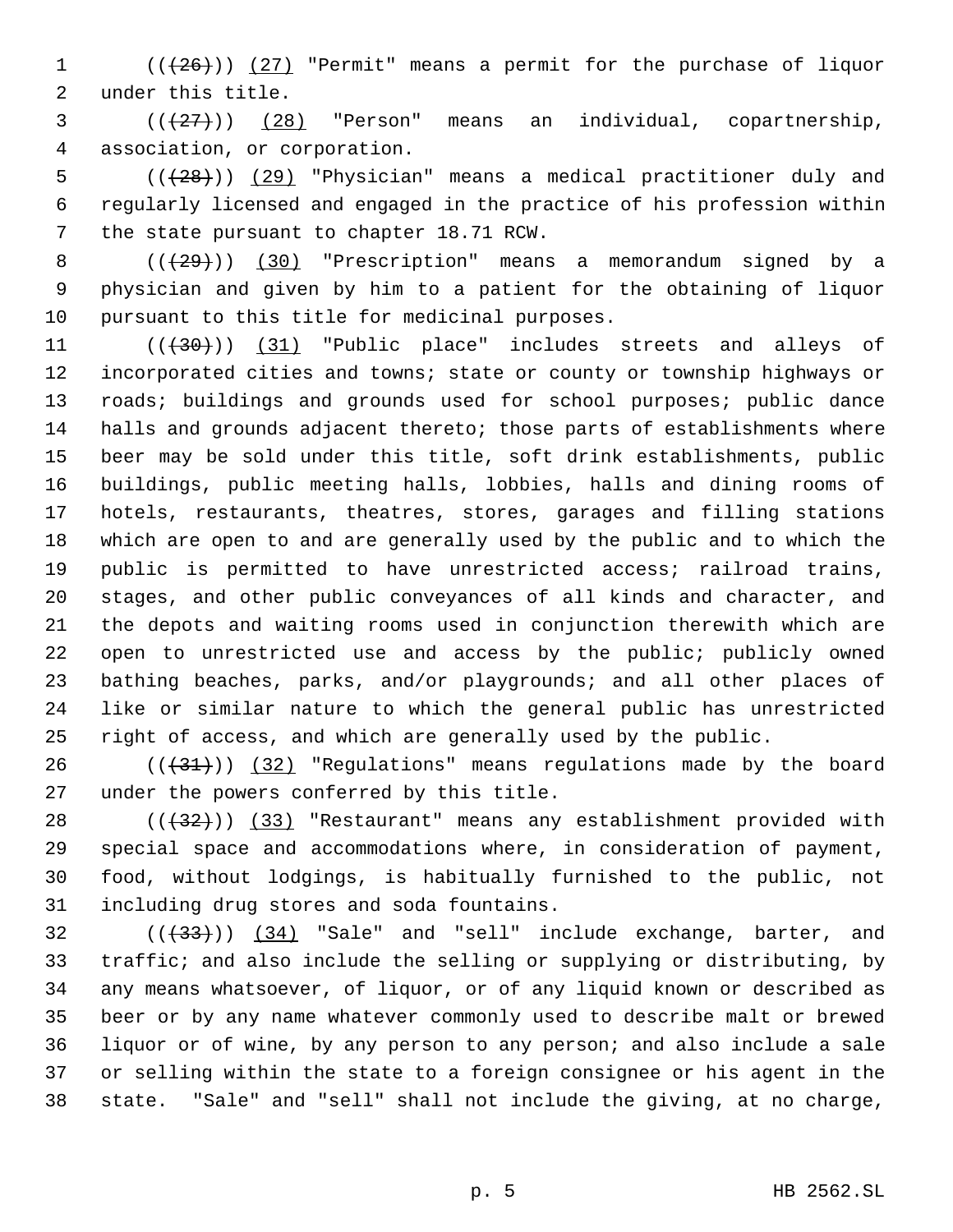((~~(26)~~)) <u>(27)</u> "Permit" means a permit for the purchase of liquor under this title.

((~~(27)~~)) <u>(28)</u> "Person" means an individual, copartnership, association, or corporation.

((~~(28)~~)) <u>(29)</u> "Physician" means a medical practitioner duly and regularly licensed and engaged in the practice of his profession within the state pursuant to chapter 18.71 RCW.

((~~(29)~~)) <u>(30)</u> "Prescription" means a memorandum signed by a physician and given by him to a patient for the obtaining of liquor pursuant to this title for medicinal purposes.

((~~(30)~~)) <u>(31)</u> "Public place" includes streets and alleys of incorporated cities and towns; state or county or township highways or roads; buildings and grounds used for school purposes; public dance halls and grounds adjacent thereto; those parts of establishments where beer may be sold under this title, soft drink establishments, public buildings, public meeting halls, lobbies, halls and dining rooms of hotels, restaurants, theatres, stores, garages and filling stations which are open to and are generally used by the public and to which the public is permitted to have unrestricted access; railroad trains, stages, and other public conveyances of all kinds and character, and the depots and waiting rooms used in conjunction therewith which are open to unrestricted use and access by the public; publicly owned bathing beaches, parks, and/or playgrounds; and all other places of like or similar nature to which the general public has unrestricted right of access, and which are generally used by the public.

((~~(31)~~)) <u>(32)</u> "Regulations" means regulations made by the board under the powers conferred by this title.

((~~(32)~~)) <u>(33)</u> "Restaurant" means any establishment provided with special space and accommodations where, in consideration of payment, food, without lodgings, is habitually furnished to the public, not including drug stores and soda fountains.

((~~(33)~~)) <u>(34)</u> "Sale" and "sell" include exchange, barter, and traffic; and also include the selling or supplying or distributing, by any means whatsoever, of liquor, or of any liquid known or described as beer or by any name whatever commonly used to describe malt or brewed liquor or of wine, by any person to any person; and also include a sale or selling within the state to a foreign consignee or his agent in the state. "Sale" and "sell" shall not include the giving, at no charge,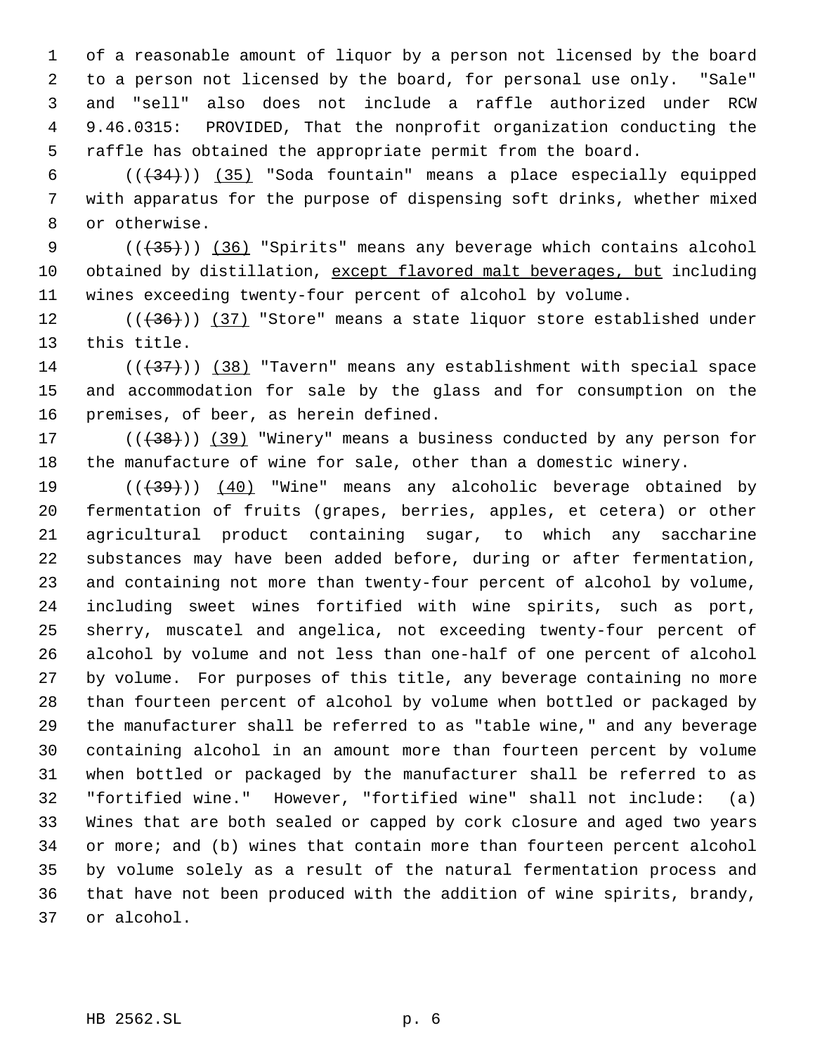of a reasonable amount of liquor by a person not licensed by the board to a person not licensed by the board, for personal use only. "Sale" and "sell" also does not include a raffle authorized under RCW 9.46.0315: PROVIDED, That the nonprofit organization conducting the raffle has obtained the appropriate permit from the board.

(((34))) (35) "Soda fountain" means a place especially equipped with apparatus for the purpose of dispensing soft drinks, whether mixed or otherwise.

(((35))) (36) "Spirits" means any beverage which contains alcohol obtained by distillation, except flavored malt beverages, but including wines exceeding twenty-four percent of alcohol by volume.

(((36))) (37) "Store" means a state liquor store established under this title.

(((37))) (38) "Tavern" means any establishment with special space and accommodation for sale by the glass and for consumption on the premises, of beer, as herein defined.

(((38))) (39) "Winery" means a business conducted by any person for the manufacture of wine for sale, other than a domestic winery.

(((39))) (40) "Wine" means any alcoholic beverage obtained by fermentation of fruits (grapes, berries, apples, et cetera) or other agricultural product containing sugar, to which any saccharine substances may have been added before, during or after fermentation, and containing not more than twenty-four percent of alcohol by volume, including sweet wines fortified with wine spirits, such as port, sherry, muscatel and angelica, not exceeding twenty-four percent of alcohol by volume and not less than one-half of one percent of alcohol by volume. For purposes of this title, any beverage containing no more than fourteen percent of alcohol by volume when bottled or packaged by the manufacturer shall be referred to as "table wine," and any beverage containing alcohol in an amount more than fourteen percent by volume when bottled or packaged by the manufacturer shall be referred to as "fortified wine." However, "fortified wine" shall not include: (a) Wines that are both sealed or capped by cork closure and aged two years or more; and (b) wines that contain more than fourteen percent alcohol by volume solely as a result of the natural fermentation process and that have not been produced with the addition of wine spirits, brandy, or alcohol.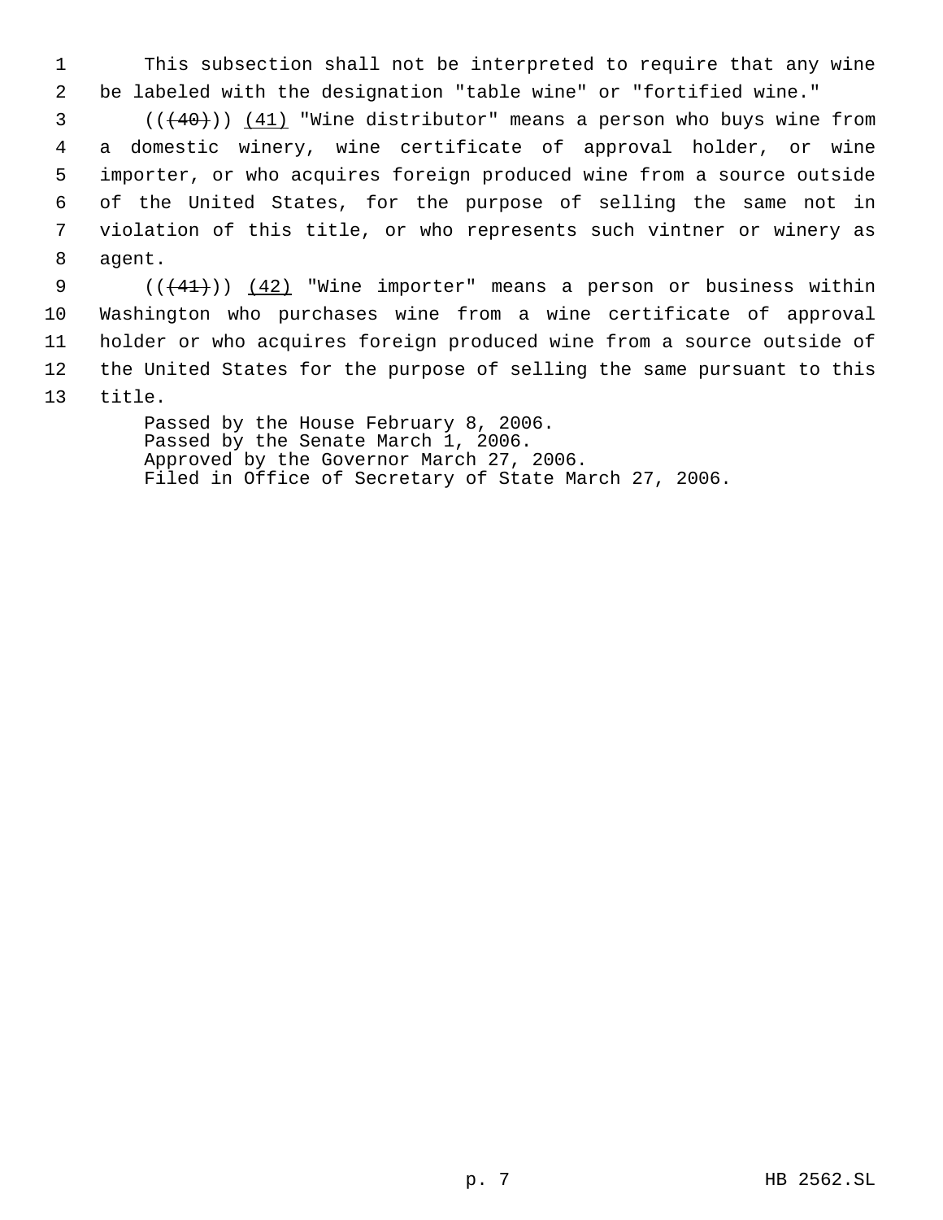This subsection shall not be interpreted to require that any wine be labeled with the designation "table wine" or "fortified wine."

(((40))) (41) "Wine distributor" means a person who buys wine from a domestic winery, wine certificate of approval holder, or wine importer, or who acquires foreign produced wine from a source outside of the United States, for the purpose of selling the same not in violation of this title, or who represents such vintner or winery as agent.

(((41))) (42) "Wine importer" means a person or business within Washington who purchases wine from a wine certificate of approval holder or who acquires foreign produced wine from a source outside of the United States for the purpose of selling the same pursuant to this title.

Passed by the House February 8, 2006.
Passed by the Senate March 1, 2006.
Approved by the Governor March 27, 2006.
Filed in Office of Secretary of State March 27, 2006.